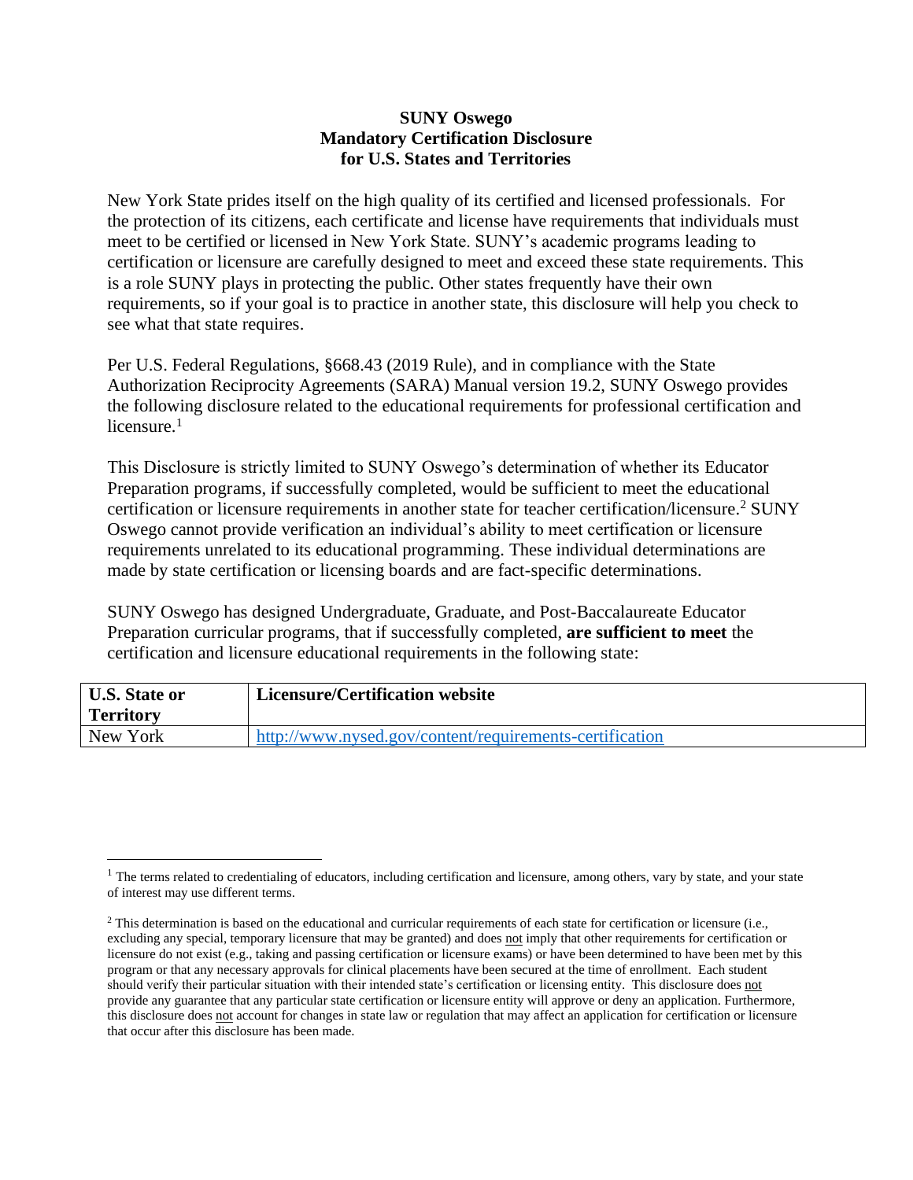# SUNY Oswego
# Mandatory Certification Disclosure
# for U.S. States and Territories

New York State prides itself on the high quality of its certified and licensed professionals. For the protection of its citizens, each certificate and license have requirements that individuals must meet to be certified or licensed in New York State. SUNY's academic programs leading to certification or licensure are carefully designed to meet and exceed these state requirements. This is a role SUNY plays in protecting the public. Other states frequently have their own requirements, so if your goal is to practice in another state, this disclosure will help you check to see what that state requires.

Per U.S. Federal Regulations, §668.43 (2019 Rule), and in compliance with the State Authorization Reciprocity Agreements (SARA) Manual version 19.2, SUNY Oswego provides the following disclosure related to the educational requirements for professional certification and licensure.[1]

This Disclosure is strictly limited to SUNY Oswego's determination of whether its Educator Preparation programs, if successfully completed, would be sufficient to meet the educational certification or licensure requirements in another state for teacher certification/licensure.[2] SUNY Oswego cannot provide verification an individual's ability to meet certification or licensure requirements unrelated to its educational programming. These individual determinations are made by state certification or licensing boards and are fact-specific determinations.

SUNY Oswego has designed Undergraduate, Graduate, and Post-Baccalaureate Educator Preparation curricular programs, that if successfully completed, **are sufficient to meet** the certification and licensure educational requirements in the following state:

| U.S. State or Territory | Licensure/Certification website |
|---|---|
| New York | http://www.nysed.gov/content/requirements-certification |

[1] The terms related to credentialing of educators, including certification and licensure, among others, vary by state, and your state of interest may use different terms.

[2] This determination is based on the educational and curricular requirements of each state for certification or licensure (i.e., excluding any special, temporary licensure that may be granted) and does not imply that other requirements for certification or licensure do not exist (e.g., taking and passing certification or licensure exams) or have been determined to have been met by this program or that any necessary approvals for clinical placements have been secured at the time of enrollment. Each student should verify their particular situation with their intended state's certification or licensing entity. This disclosure does not provide any guarantee that any particular state certification or licensure entity will approve or deny an application. Furthermore, this disclosure does not account for changes in state law or regulation that may affect an application for certification or licensure that occur after this disclosure has been made.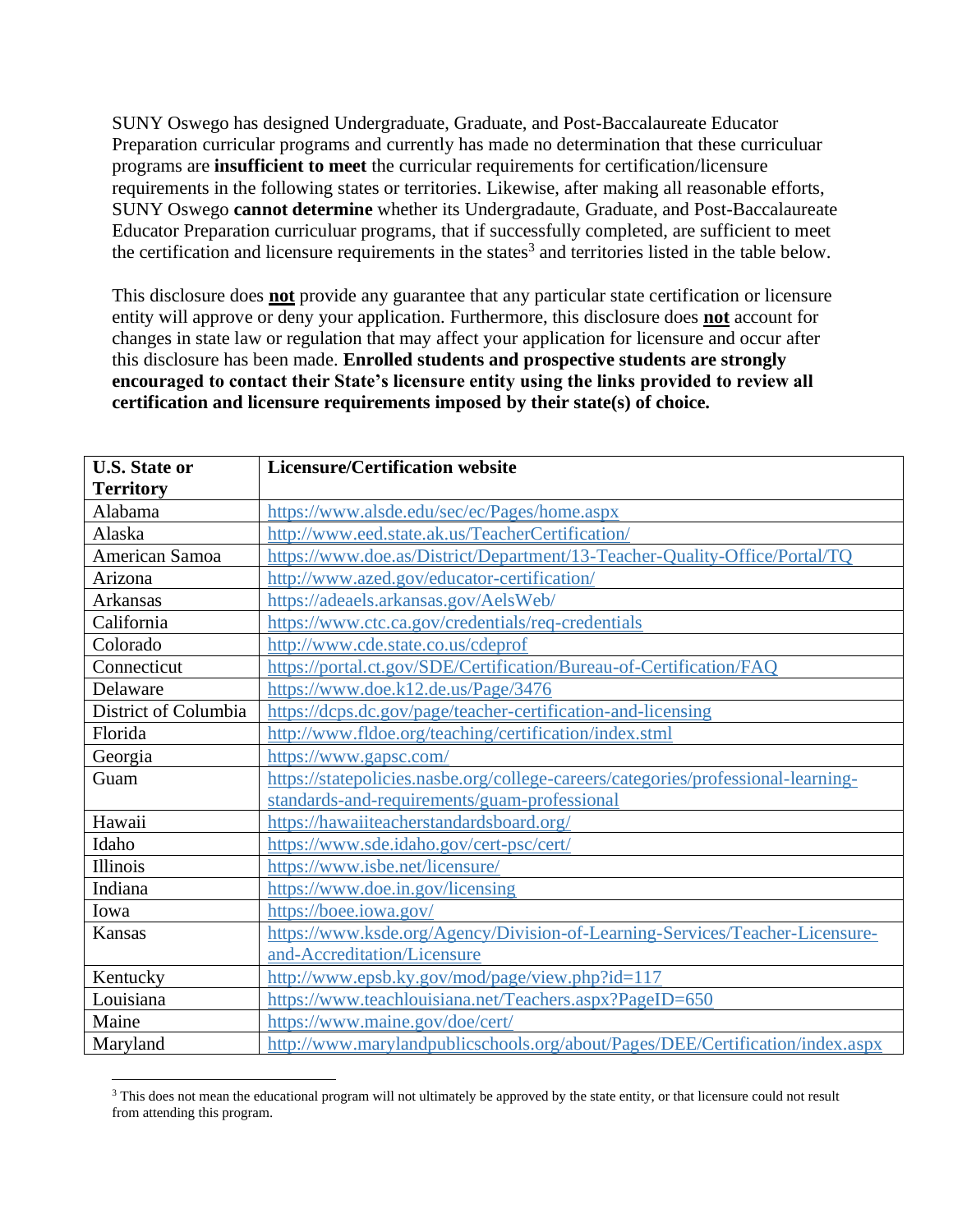SUNY Oswego has designed Undergraduate, Graduate, and Post-Baccalaureate Educator Preparation curricular programs and currently has made no determination that these curriculuar programs are **insufficient to meet** the curricular requirements for certification/licensure requirements in the following states or territories. Likewise, after making all reasonable efforts, SUNY Oswego **cannot determine** whether its Undergradaute, Graduate, and Post-Baccalaureate Educator Preparation curriculuar programs, that if successfully completed, are sufficient to meet the certification and licensure requirements in the states[3] and territories listed in the table below.

This disclosure does **not** provide any guarantee that any particular state certification or licensure entity will approve or deny your application. Furthermore, this disclosure does **not** account for changes in state law or regulation that may affect your application for licensure and occur after this disclosure has been made. **Enrolled students and prospective students are strongly encouraged to contact their State's licensure entity using the links provided to review all certification and licensure requirements imposed by their state(s) of choice.**

| U.S. State or Territory | Licensure/Certification website |
|---|---|
| Alabama | https://www.alsde.edu/sec/ec/Pages/home.aspx |
| Alaska | http://www.eed.state.ak.us/TeacherCertification/ |
| American Samoa | https://www.doe.as/District/Department/13-Teacher-Quality-Office/Portal/TQ |
| Arizona | http://www.azed.gov/educator-certification/ |
| Arkansas | https://adeaels.arkansas.gov/AelsWeb/ |
| California | https://www.ctc.ca.gov/credentials/req-credentials |
| Colorado | http://www.cde.state.co.us/cdeprof |
| Connecticut | https://portal.ct.gov/SDE/Certification/Bureau-of-Certification/FAQ |
| Delaware | https://www.doe.k12.de.us/Page/3476 |
| District of Columbia | https://dcps.dc.gov/page/teacher-certification-and-licensing |
| Florida | http://www.fldoe.org/teaching/certification/index.stml |
| Georgia | https://www.gapsc.com/ |
| Guam | https://statepolicies.nasbe.org/college-careers/categories/professional-learning-standards-and-requirements/guam-professional |
| Hawaii | https://hawaiiteacherstandardsboard.org/ |
| Idaho | https://www.sde.idaho.gov/cert-psc/cert/ |
| Illinois | https://www.isbe.net/licensure/ |
| Indiana | https://www.doe.in.gov/licensing |
| Iowa | https://boee.iowa.gov/ |
| Kansas | https://www.ksde.org/Agency/Division-of-Learning-Services/Teacher-Licensure-and-Accreditation/Licensure |
| Kentucky | http://www.epsb.ky.gov/mod/page/view.php?id=117 |
| Louisiana | https://www.teachlouisiana.net/Teachers.aspx?PageID=650 |
| Maine | https://www.maine.gov/doe/cert/ |
| Maryland | http://www.marylandpublicschools.org/about/Pages/DEE/Certification/index.aspx |

[3] This does not mean the educational program will not ultimately be approved by the state entity, or that licensure could not result from attending this program.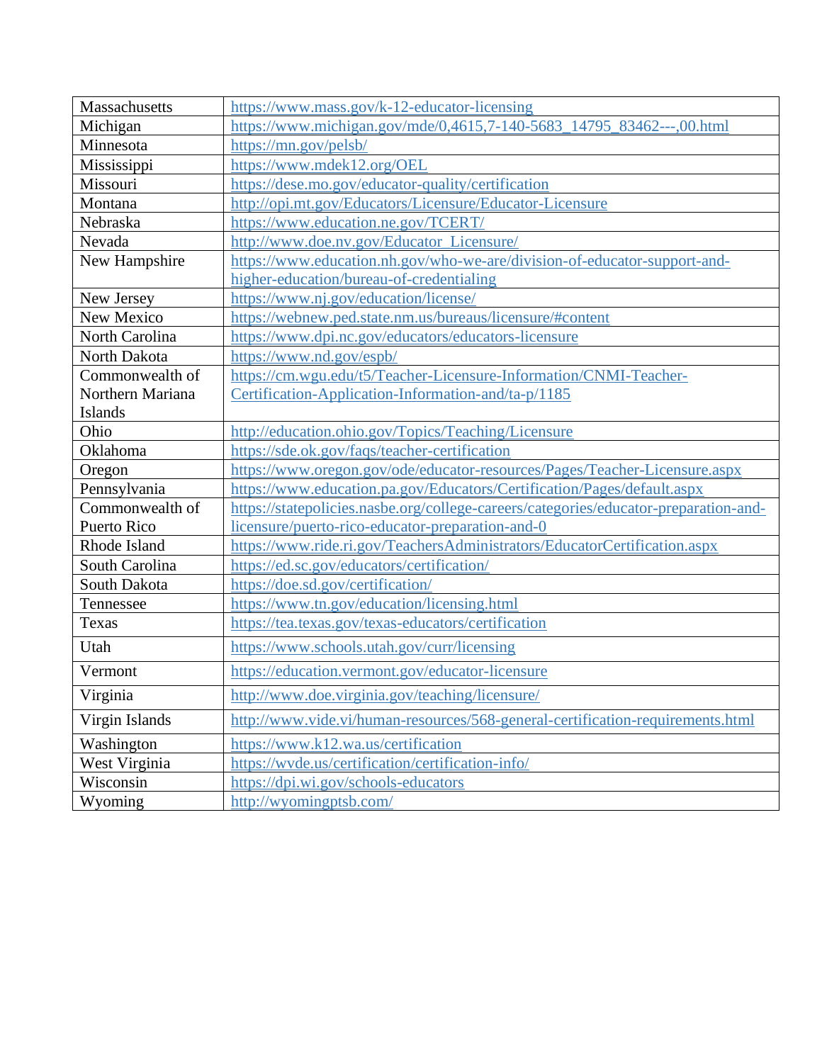| | |
|---|---|
| Massachusetts | https://www.mass.gov/k-12-educator-licensing |
| Michigan | https://www.michigan.gov/mde/0,4615,7-140-5683_14795_83462---,00.html |
| Minnesota | https://mn.gov/pelsb/ |
| Mississippi | https://www.mdek12.org/OEL |
| Missouri | https://dese.mo.gov/educator-quality/certification |
| Montana | http://opi.mt.gov/Educators/Licensure/Educator-Licensure |
| Nebraska | https://www.education.ne.gov/TCERT/ |
| Nevada | http://www.doe.nv.gov/Educator_Licensure/ |
| New Hampshire | https://www.education.nh.gov/who-we-are/division-of-educator-support-and-higher-education/bureau-of-credentialing |
| New Jersey | https://www.nj.gov/education/license/ |
| New Mexico | https://webnew.ped.state.nm.us/bureaus/licensure/#content |
| North Carolina | https://www.dpi.nc.gov/educators/educators-licensure |
| North Dakota | https://www.nd.gov/espb/ |
| Commonwealth of Northern Mariana Islands | https://cm.wgu.edu/t5/Teacher-Licensure-Information/CNMI-Teacher-Certification-Application-Information-and/ta-p/1185 |
| Ohio | http://education.ohio.gov/Topics/Teaching/Licensure |
| Oklahoma | https://sde.ok.gov/faqs/teacher-certification |
| Oregon | https://www.oregon.gov/ode/educator-resources/Pages/Teacher-Licensure.aspx |
| Pennsylvania | https://www.education.pa.gov/Educators/Certification/Pages/default.aspx |
| Commonwealth of Puerto Rico | https://statepolicies.nasbe.org/college-careers/categories/educator-preparation-and-licensure/puerto-rico-educator-preparation-and-0 |
| Rhode Island | https://www.ride.ri.gov/TeachersAdministrators/EducatorCertification.aspx |
| South Carolina | https://ed.sc.gov/educators/certification/ |
| South Dakota | https://doe.sd.gov/certification/ |
| Tennessee | https://www.tn.gov/education/licensing.html |
| Texas | https://tea.texas.gov/texas-educators/certification |
| Utah | https://www.schools.utah.gov/curr/licensing |
| Vermont | https://education.vermont.gov/educator-licensure |
| Virginia | http://www.doe.virginia.gov/teaching/licensure/ |
| Virgin Islands | http://www.vide.vi/human-resources/568-general-certification-requirements.html |
| Washington | https://www.k12.wa.us/certification |
| West Virginia | https://wvde.us/certification/certification-info/ |
| Wisconsin | https://dpi.wi.gov/schools-educators |
| Wyoming | http://wyomingptsb.com/ |